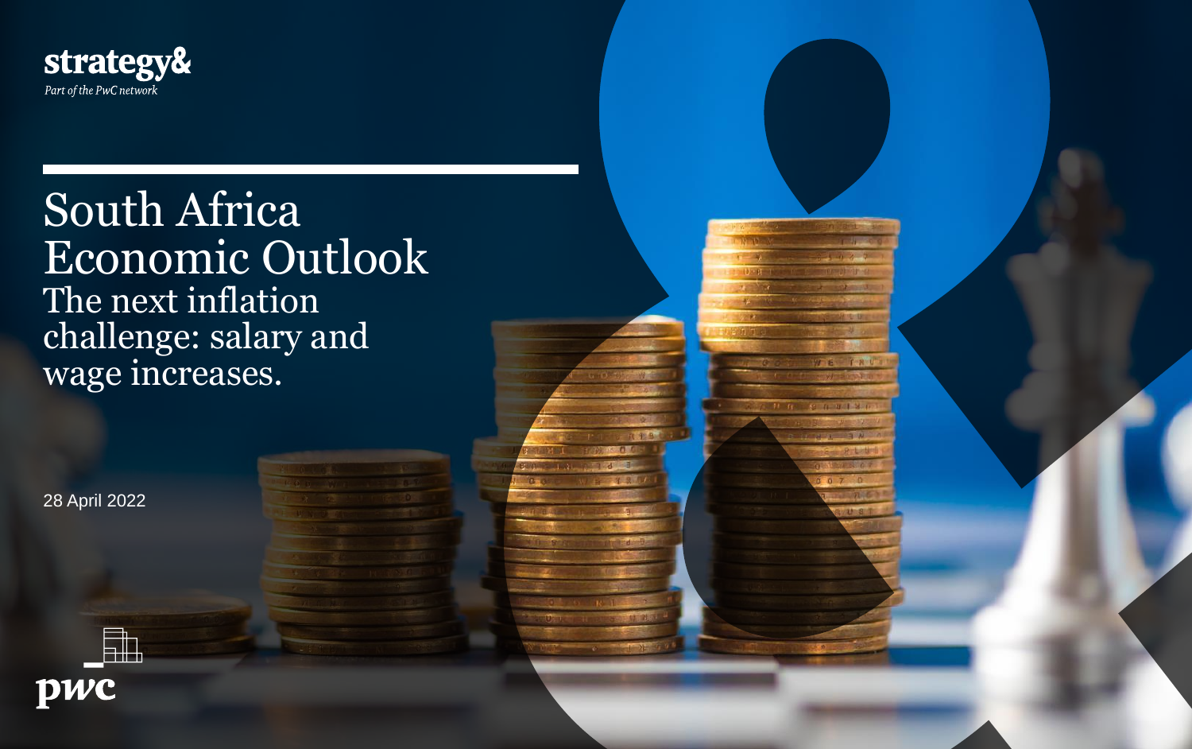strategy&

*Part of the PwC network*

# South Africa Economic Outlook

## The next inflation challenge: salary and wage increases.

28 April 2022

pwc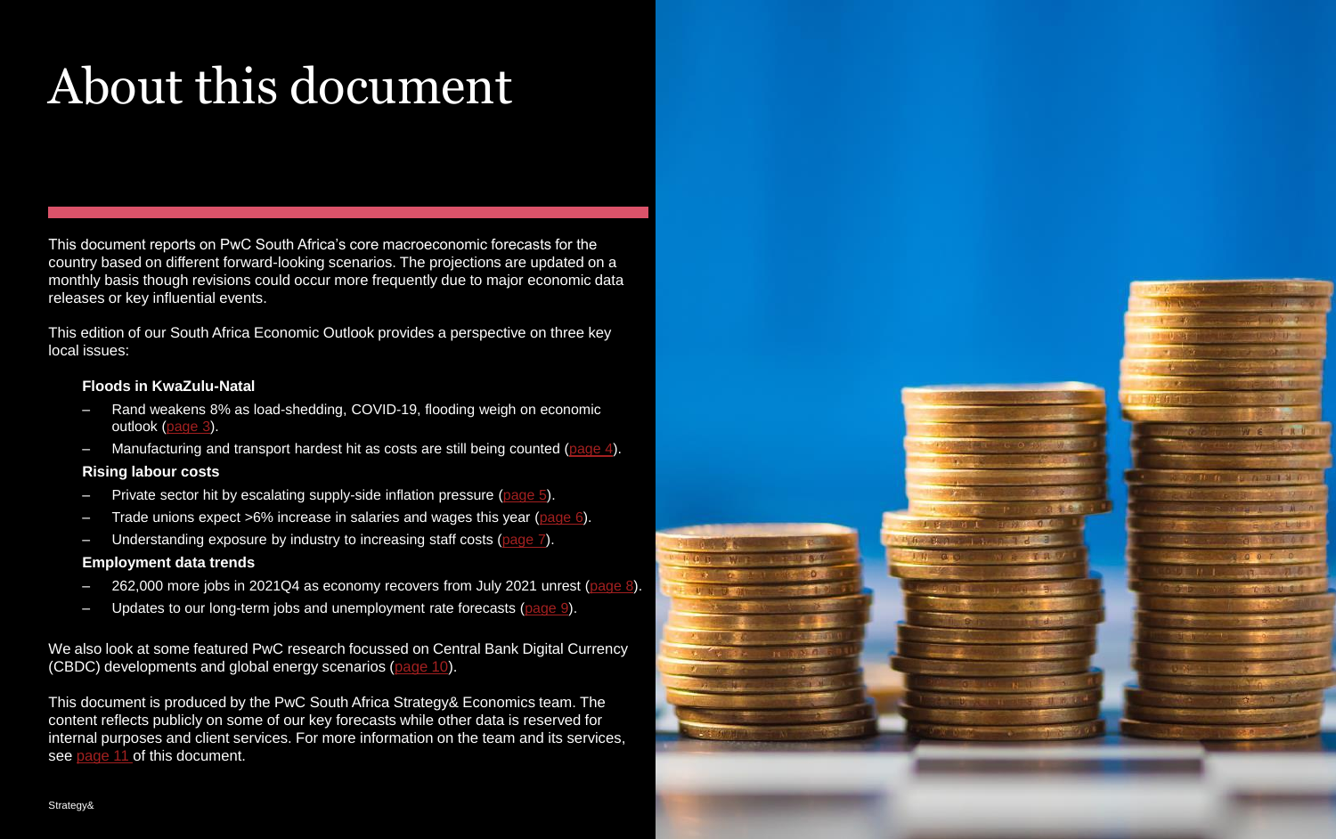# About this document

This document reports on PwC South Africa's core macroeconomic forecasts for the country based on different forward-looking scenarios. The projections are updated on a monthly basis though revisions could occur more frequently due to major economic data releases or key influential events.

This edition of our South Africa Economic Outlook provides a perspective on three key local issues:

**Floods in KwaZulu-Natal**

- Rand weakens 8% as load-shedding, COVID-19, flooding weigh on economic outlook (page 3).
- Manufacturing and transport hardest hit as costs are still being counted (page 4).

**Rising labour costs**

- Private sector hit by escalating supply-side inflation pressure (page 5).
- Trade unions expect >6% increase in salaries and wages this year (page 6).
- Understanding exposure by industry to increasing staff costs (page 7).

**Employment data trends**

- 262,000 more jobs in 2021Q4 as economy recovers from July 2021 unrest (page 8).
- Updates to our long-term jobs and unemployment rate forecasts (page 9).

We also look at some featured PwC research focussed on Central Bank Digital Currency (CBDC) developments and global energy scenarios (page 10).

This document is produced by the PwC South Africa Strategy& Economics team. The content reflects publicly on some of our key forecasts while other data is reserved for internal purposes and client services. For more information on the team and its services, see page 11 of this document.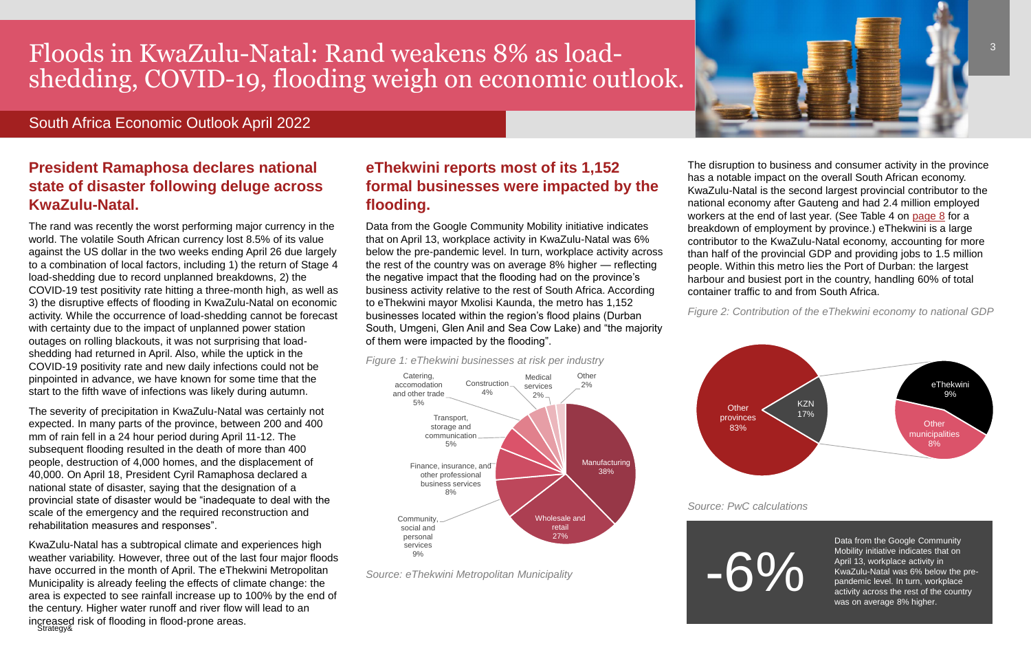# Floods in KwaZulu-Natal: Rand weakens 8% as load-shedding, COVID-19, flooding weigh on economic outlook.

South Africa Economic Outlook April 2022

## President Ramaphosa declares national state of disaster following deluge across KwaZulu-Natal.

The rand was recently the worst performing major currency in the world. The volatile South African currency lost 8.5% of its value against the US dollar in the two weeks ending April 26 due largely to a combination of local factors, including 1) the return of Stage 4 load-shedding due to record unplanned breakdowns, 2) the COVID-19 test positivity rate hitting a three-month high, as well as 3) the disruptive effects of flooding in KwaZulu-Natal on economic activity. While the occurrence of load-shedding cannot be forecast with certainty due to the impact of unplanned power station outages on rolling blackouts, it was not surprising that load-shedding had returned in April. Also, while the uptick in the COVID-19 positivity rate and new daily infections could not be pinpointed in advance, we have known for some time that the start to the fifth wave of infections was likely during autumn.

The severity of precipitation in KwaZulu-Natal was certainly not expected. In many parts of the province, between 200 and 400 mm of rain fell in a 24 hour period during April 11-12. The subsequent flooding resulted in the death of more than 400 people, destruction of 4,000 homes, and the displacement of 40,000. On April 18, President Cyril Ramaphosa declared a national state of disaster, saying that the designation of a provincial state of disaster would be "inadequate to deal with the scale of the emergency and the required reconstruction and rehabilitation measures and responses".

KwaZulu-Natal has a subtropical climate and experiences high weather variability. However, three out of the last four major floods have occurred in the month of April. The eThekwini Metropolitan Municipality is already feeling the effects of climate change: the area is expected to see rainfall increase up to 100% by the end of the century. Higher water runoff and river flow will lead to an increased risk of flooding in flood-prone areas.

## eThekwini reports most of its 1,152 formal businesses were impacted by the flooding.

Data from the Google Community Mobility initiative indicates that on April 13, workplace activity in KwaZulu-Natal was 6% below the pre-pandemic level. In turn, workplace activity across the rest of the country was on average 8% higher — reflecting the negative impact that the flooding had on the province's business activity relative to the rest of South Africa. According to eThekwini mayor Mxolisi Kaunda, the metro has 1,152 businesses located within the region's flood plains (Durban South, Umgeni, Glen Anil and Sea Cow Lake) and "the majority of them were impacted by the flooding".

*Figure 1: eThekwini businesses at risk per industry*

| Industry | Share |
|---|---|
| Manufacturing | 38% |
| Wholesale and retail | 27% |
| Community, social and personal services | 9% |
| Finance, insurance, and other professional business services | 8% |
| Transport, storage and communication | 5% |
| Catering, accomodation and other trade | 5% |
| Construction | 4% |
| Medical services | 2% |
| Other | 2% |

*Source: eThekwini Metropolitan Municipality*

The disruption to business and consumer activity in the province has a notable impact on the overall South African economy. KwaZulu-Natal is the second largest provincial contributor to the national economy after Gauteng and had 2.4 million employed workers at the end of last year. (See Table 4 on page 8 for a breakdown of employment by province.) eThekwini is a large contributor to the KwaZulu-Natal economy, accounting for more than half of the provincial GDP and providing jobs to 1.5 million people. Within this metro lies the Port of Durban: the largest harbour and busiest port in the country, handling 60% of total container traffic to and from South Africa.

*Figure 2: Contribution of the eThekwini economy to national GDP*

| Region | Share |
|---|---|
| Other provinces | 83% |
| KZN | 17% |
| – eThekwini | 9% |
| – Other municipalities | 8% |

*Source: PwC calculations*

**-6%**

Data from the Google Community Mobility initiative indicates that on April 13, workplace activity in KwaZulu-Natal was 6% below the pre-pandemic level. In turn, workplace activity across the rest of the country was on average 8% higher.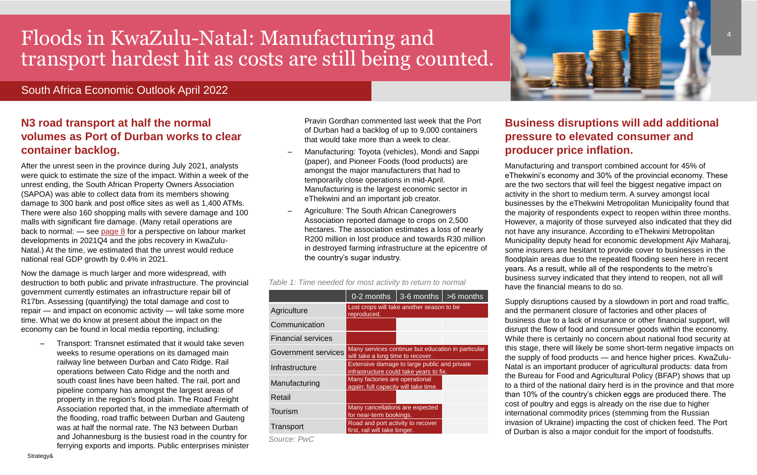# Floods in KwaZulu-Natal: Manufacturing and transport hardest hit as costs are still being counted.

South Africa Economic Outlook April 2022

## N3 road transport at half the normal volumes as Port of Durban works to clear container backlog.

After the unrest seen in the province during July 2021, analysts were quick to estimate the size of the impact. Within a week of the unrest ending, the South African Property Owners Association (SAPOA) was able to collect data from its members showing damage to 300 bank and post office sites as well as 1,400 ATMs. There were also 160 shopping malls with severe damage and 100 malls with significant fire damage. (Many retail operations are back to normal: — see page 8 for a perspective on labour market developments in 2021Q4 and the jobs recovery in KwaZulu-Natal.) At the time, we estimated that the unrest would reduce national real GDP growth by 0.4% in 2021.

Now the damage is much larger and more widespread, with destruction to both public and private infrastructure. The provincial government currently estimates an infrastructure repair bill of R17bn. Assessing (quantifying) the total damage and cost to repair — and impact on economic activity — will take some more time. What we do know at present about the impact on the economy can be found in local media reporting, including:

- Transport: Transnet estimated that it would take seven weeks to resume operations on its damaged main railway line between Durban and Cato Ridge. Rail operations between Cato Ridge and the north and south coast lines have been halted. The rail, port and pipeline company has amongst the largest areas of property in the region's flood plain. The Road Freight Association reported that, in the immediate aftermath of the flooding, road traffic between Durban and Gauteng was at half the normal rate. The N3 between Durban and Johannesburg is the busiest road in the country for ferrying exports and imports. Public enterprises minister Pravin Gordhan commented last week that the Port of Durban had a backlog of up to 9,000 containers that would take more than a week to clear.
- Manufacturing: Toyota (vehicles), Mondi and Sappi (paper), and Pioneer Foods (food products) are amongst the major manufacturers that had to temporarily close operations in mid-April. Manufacturing is the largest economic sector in eThekwini and an important job creator.
- Agriculture: The South African Canegrowers Association reported damage to crops on 2,500 hectares. The association estimates a loss of nearly R200 million in lost produce and towards R30 million in destroyed farming infrastructure at the epicentre of the country's sugar industry.

*Table 1: Time needed for most activity to return to normal*

| | 0-2 months | 3-6 months | >6 months |
|---|---|---|---|
| Agriculture | Lost crops will take another season to be reproduced. | | |
| Communication | ■ | | |
| Financial services | ■ | | |
| Government services | Many services continue but education in particular will take a long time to recover. | | |
| Infrastructure | Extensive damage to large public and private infrastructure could take years to fix. | | |
| Manufacturing | Many factories are operational again; full capacity will take time. | | |
| Retail | ■ | | |
| Tourism | Many cancellations are expected for near-term bookings. | | |
| Transport | Road and port activity to recover first, rail will take longer. | | |

*Source: PwC*

## Business disruptions will add additional pressure to elevated consumer and producer price inflation.

Manufacturing and transport combined account for 45% of eThekwini's economy and 30% of the provincial economy. These are the two sectors that will feel the biggest negative impact on activity in the short to medium term. A survey amongst local businesses by the eThekwini Metropolitan Municipality found that the majority of respondents expect to reopen within three months. However, a majority of those surveyed also indicated that they did not have any insurance. According to eThekwini Metropolitan Municipality deputy head for economic development Ajiv Maharaj, some insurers are hesitant to provide cover to businesses in the floodplain areas due to the repeated flooding seen here in recent years. As a result, while all of the respondents to the metro's business survey indicated that they intend to reopen, not all will have the financial means to do so.

Supply disruptions caused by a slowdown in port and road traffic, and the permanent closure of factories and other places of business due to a lack of insurance or other financial support, will disrupt the flow of food and consumer goods within the economy. While there is certainly no concern about national food security at this stage, there will likely be some short-term negative impacts on the supply of food products — and hence higher prices. KwaZulu-Natal is an important producer of agricultural products: data from the Bureau for Food and Agricultural Policy (BFAP) shows that up to a third of the national dairy herd is in the province and that more than 10% of the country's chicken eggs are produced there. The cost of poultry and eggs is already on the rise due to higher international commodity prices (stemming from the Russian invasion of Ukraine) impacting the cost of chicken feed. The Port of Durban is also a major conduit for the import of foodstuffs.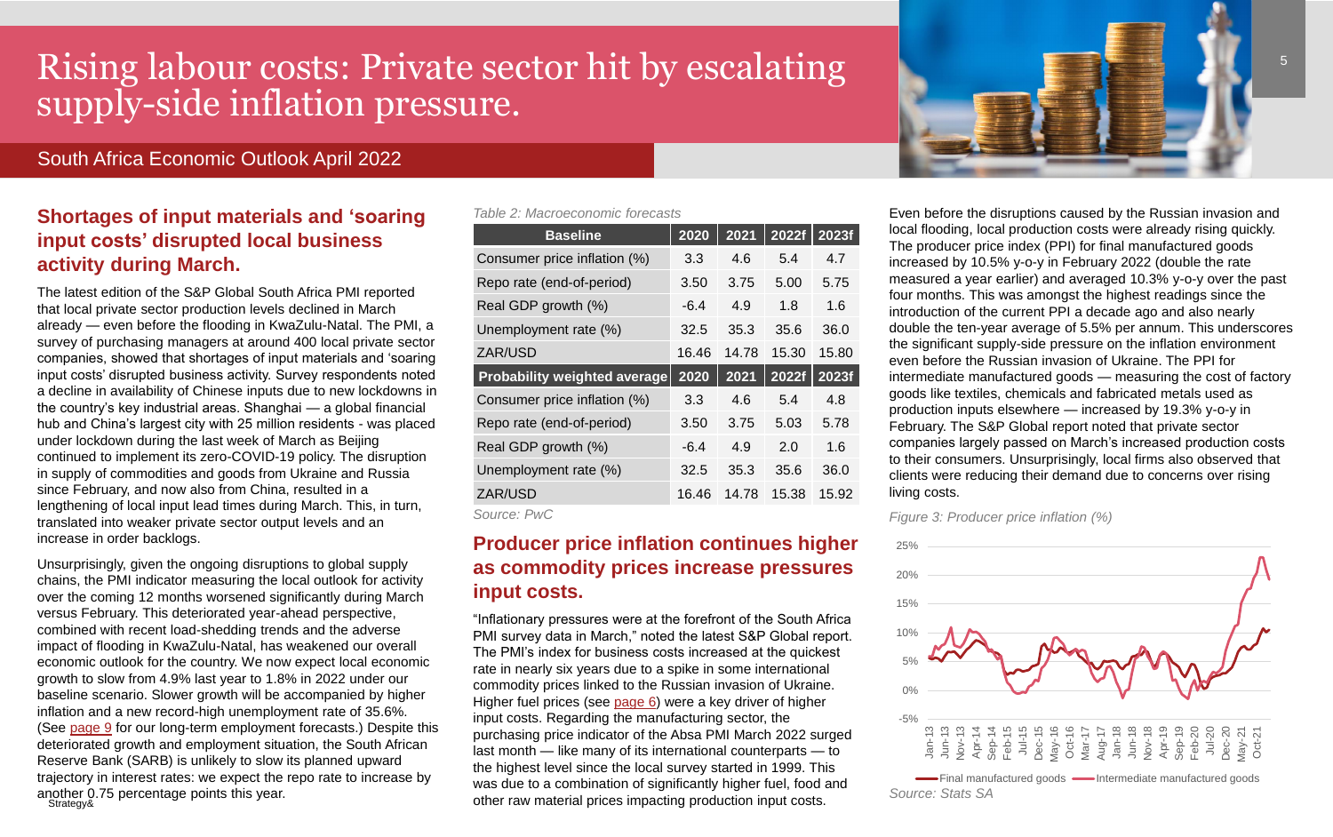# Rising labour costs: Private sector hit by escalating supply-side inflation pressure.

South Africa Economic Outlook April 2022

## Shortages of input materials and 'soaring input costs' disrupted local business activity during March.

The latest edition of the S&P Global South Africa PMI reported that local private sector production levels declined in March already — even before the flooding in KwaZulu-Natal. The PMI, a survey of purchasing managers at around 400 local private sector companies, showed that shortages of input materials and 'soaring input costs' disrupted business activity. Survey respondents noted a decline in availability of Chinese inputs due to new lockdowns in the country's key industrial areas. Shanghai — a global financial hub and China's largest city with 25 million residents - was placed under lockdown during the last week of March as Beijing continued to implement its zero-COVID-19 policy. The disruption in supply of commodities and goods from Ukraine and Russia since February, and now also from China, resulted in a lengthening of local input lead times during March. This, in turn, translated into weaker private sector output levels and an increase in order backlogs.

Unsurprisingly, given the ongoing disruptions to global supply chains, the PMI indicator measuring the local outlook for activity over the coming 12 months worsened significantly during March versus February. This deteriorated year-ahead perspective, combined with recent load-shedding trends and the adverse impact of flooding in KwaZulu-Natal, has weakened our overall economic outlook for the country. We now expect local economic growth to slow from 4.9% last year to 1.8% in 2022 under our baseline scenario. Slower growth will be accompanied by higher inflation and a new record-high unemployment rate of 35.6%. (See page 9 for our long-term employment forecasts.) Despite this deteriorated growth and employment situation, the South African Reserve Bank (SARB) is unlikely to slow its planned upward trajectory in interest rates: we expect the repo rate to increase by another 0.75 percentage points this year.

*Table 2: Macroeconomic forecasts*

| Baseline | 2020 | 2021 | 2022f | 2023f |
|---|---|---|---|---|
| Consumer price inflation (%) | 3.3 | 4.6 | 5.4 | 4.7 |
| Repo rate (end-of-period) | 3.50 | 3.75 | 5.00 | 5.75 |
| Real GDP growth (%) | -6.4 | 4.9 | 1.8 | 1.6 |
| Unemployment rate (%) | 32.5 | 35.3 | 35.6 | 36.0 |
| ZAR/USD | 16.46 | 14.78 | 15.30 | 15.80 |
| **Probability weighted average** | **2020** | **2021** | **2022f** | **2023f** |
| Consumer price inflation (%) | 3.3 | 4.6 | 5.4 | 4.8 |
| Repo rate (end-of-period) | 3.50 | 3.75 | 5.03 | 5.78 |
| Real GDP growth (%) | -6.4 | 4.9 | 2.0 | 1.6 |
| Unemployment rate (%) | 32.5 | 35.3 | 35.6 | 36.0 |
| ZAR/USD | 16.46 | 14.78 | 15.38 | 15.92 |

*Source: PwC*

## Producer price inflation continues higher as commodity prices increase pressures input costs.

"Inflationary pressures were at the forefront of the South Africa PMI survey data in March," noted the latest S&P Global report. The PMI's index for business costs increased at the quickest rate in nearly six years due to a spike in some international commodity prices linked to the Russian invasion of Ukraine. Higher fuel prices (see page 6) were a key driver of higher input costs. Regarding the manufacturing sector, the purchasing price indicator of the Absa PMI March 2022 surged last month — like many of its international counterparts — to the highest level since the local survey started in 1999. This was due to a combination of significantly higher fuel, food and other raw material prices impacting production input costs.

Even before the disruptions caused by the Russian invasion and local flooding, local production costs were already rising quickly. The producer price index (PPI) for final manufactured goods increased by 10.5% y-o-y in February 2022 (double the rate measured a year earlier) and averaged 10.3% y-o-y over the past four months. This was amongst the highest readings since the introduction of the current PPI a decade ago and also nearly double the ten-year average of 5.5% per annum. This underscores the significant supply-side pressure on the inflation environment even before the Russian invasion of Ukraine. The PPI for intermediate manufactured goods — measuring the cost of factory goods like textiles, chemicals and fabricated metals used as production inputs elsewhere — increased by 19.3% y-o-y in February. The S&P Global report noted that private sector companies largely passed on March's increased production costs to their consumers. Unsurprisingly, local firms also observed that clients were reducing their demand due to concerns over rising living costs.

*Figure 3: Producer price inflation (%)*

*Source: Stats SA*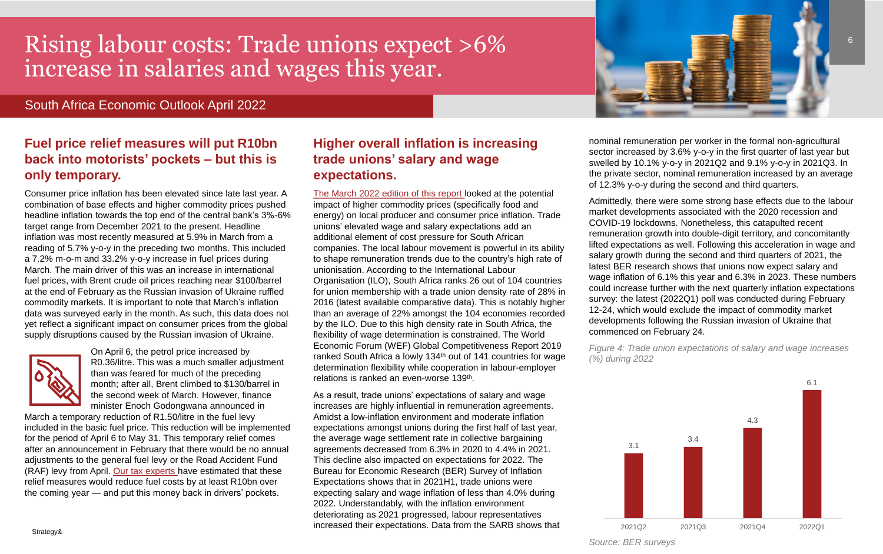# Rising labour costs: Trade unions expect >6% increase in salaries and wages this year.

South Africa Economic Outlook April 2022

## Fuel price relief measures will put R10bn back into motorists' pockets – but this is only temporary.

Consumer price inflation has been elevated since late last year. A combination of base effects and higher commodity prices pushed headline inflation towards the top end of the central bank's 3%-6% target range from December 2021 to the present. Headline inflation was most recently measured at 5.9% in March from a reading of 5.7% y-o-y in the preceding two months. This included a 7.2% m-o-m and 33.2% y-o-y increase in fuel prices during March. The main driver of this was an increase in international fuel prices, with Brent crude oil prices reaching near $100/barrel at the end of February as the Russian invasion of Ukraine ruffled commodity markets. It is important to note that March's inflation data was surveyed early in the month. As such, this data does not yet reflect a significant impact on consumer prices from the global supply disruptions caused by the Russian invasion of Ukraine.

On April 6, the petrol price increased by R0.36/litre. This was a much smaller adjustment than was feared for much of the preceding month; after all, Brent climbed to $130/barrel in the second week of March. However, finance minister Enoch Godongwana announced in March a temporary reduction of R1.50/litre in the fuel levy included in the basic fuel price. This reduction will be implemented for the period of April 6 to May 31. This temporary relief comes after an announcement in February that there would be no annual adjustments to the general fuel levy or the Road Accident Fund (RAF) levy from April. Our tax experts have estimated that these relief measures would reduce fuel costs by at least R10bn over the coming year — and put this money back in drivers' pockets.

## Higher overall inflation is increasing trade unions' salary and wage expectations.

The March 2022 edition of this report looked at the potential impact of higher commodity prices (specifically food and energy) on local producer and consumer price inflation. Trade unions' elevated wage and salary expectations add an additional element of cost pressure for South African companies. The local labour movement is powerful in its ability to shape remuneration trends due to the country's high rate of unionisation. According to the International Labour Organisation (ILO), South Africa ranks 26 out of 104 countries for union membership with a trade union density rate of 28% in 2016 (latest available comparative data). This is notably higher than an average of 22% amongst the 104 economies recorded by the ILO. Due to this high density rate in South Africa, the flexibility of wage determination is constrained. The World Economic Forum (WEF) Global Competitiveness Report 2019 ranked South Africa a lowly 134th out of 141 countries for wage determination flexibility while cooperation in labour-employer relations is ranked an even-worse 139th.

As a result, trade unions' expectations of salary and wage increases are highly influential in remuneration agreements. Amidst a low-inflation environment and moderate inflation expectations amongst unions during the first half of last year, the average wage settlement rate in collective bargaining agreements decreased from 6.3% in 2020 to 4.4% in 2021. This decline also impacted on expectations for 2022. The Bureau for Economic Research (BER) Survey of Inflation Expectations shows that in 2021H1, trade unions were expecting salary and wage inflation of less than 4.0% during 2022. Understandably, with the inflation environment deteriorating as 2021 progressed, labour representatives increased their expectations. Data from the SARB shows that nominal remuneration per worker in the formal non-agricultural sector increased by 3.6% y-o-y in the first quarter of last year but swelled by 10.1% y-o-y in 2021Q2 and 9.1% y-o-y in 2021Q3. In the private sector, nominal remuneration increased by an average of 12.3% y-o-y during the second and third quarters.

Admittedly, there were some strong base effects due to the labour market developments associated with the 2020 recession and COVID-19 lockdowns. Nonetheless, this catapulted recent remuneration growth into double-digit territory, and concomitantly lifted expectations as well. Following this acceleration in wage and salary growth during the second and third quarters of 2021, the latest BER research shows that unions now expect salary and wage inflation of 6.1% this year and 6.3% in 2023. These numbers could increase further with the next quarterly inflation expectations survey: the latest (2022Q1) poll was conducted during February 12-24, which would exclude the impact of commodity market developments following the Russian invasion of Ukraine that commenced on February 24.

*Figure 4: Trade union expectations of salary and wage increases (%) during 2022*

| | 2021Q2 | 2021Q3 | 2021Q4 | 2022Q1 |
|---|---|---|---|---|
| Expected increase (%) | 3.1 | 3.4 | 4.3 | 6.1 |

*Source: BER surveys*

Strategy&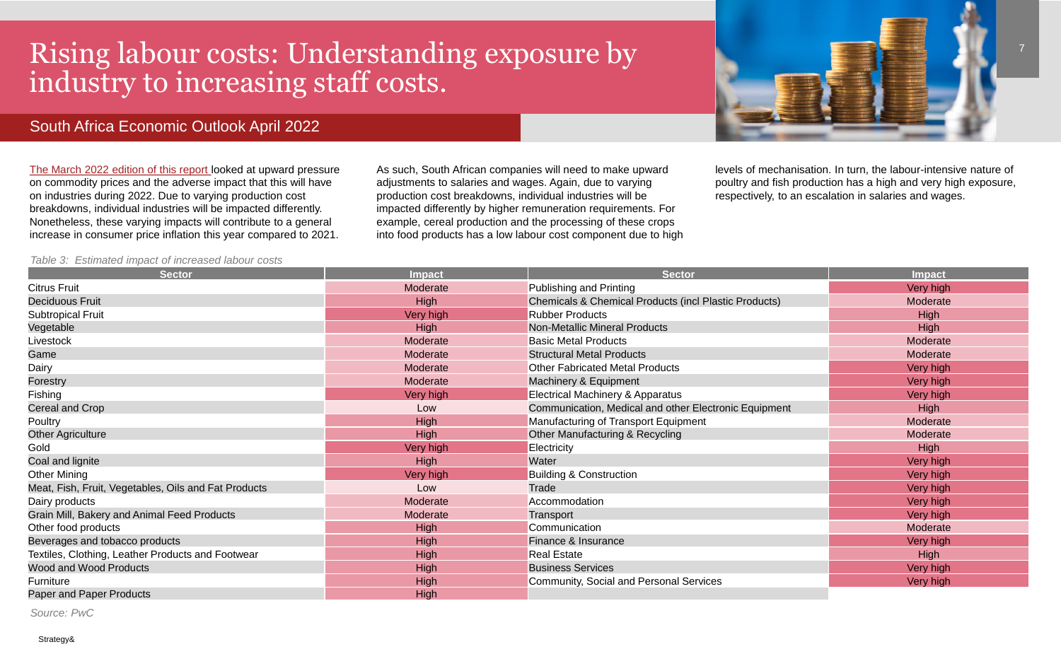# Rising labour costs: Understanding exposure by industry to increasing staff costs.

## South Africa Economic Outlook April 2022

The March 2022 edition of this report looked at upward pressure on commodity prices and the adverse impact that this will have on industries during 2022. Due to varying production cost breakdowns, individual industries will be impacted differently. Nonetheless, these varying impacts will contribute to a general increase in consumer price inflation this year compared to 2021.

As such, South African companies will need to make upward adjustments to salaries and wages. Again, due to varying production cost breakdowns, individual industries will be impacted differently by higher remuneration requirements. For example, cereal production and the processing of these crops into food products has a low labour cost component due to high levels of mechanisation. In turn, the labour-intensive nature of poultry and fish production has a high and very high exposure, respectively, to an escalation in salaries and wages.

*Table 3: Estimated impact of increased labour costs*

| Sector | Impact | Sector | Impact |
|---|---|---|---|
| Citrus Fruit | Moderate | Publishing and Printing | Very high |
| Deciduous Fruit | High | Chemicals & Chemical Products (incl Plastic Products) | Moderate |
| Subtropical Fruit | Very high | Rubber Products | High |
| Vegetable | High | Non-Metallic Mineral Products | High |
| Livestock | Moderate | Basic Metal Products | Moderate |
| Game | Moderate | Structural Metal Products | Moderate |
| Dairy | Moderate | Other Fabricated Metal Products | Very high |
| Forestry | Moderate | Machinery & Equipment | Very high |
| Fishing | Very high | Electrical Machinery & Apparatus | Very high |
| Cereal and Crop | Low | Communication, Medical and other Electronic Equipment | High |
| Poultry | High | Manufacturing of Transport Equipment | Moderate |
| Other Agriculture | High | Other Manufacturing & Recycling | Moderate |
| Gold | Very high | Electricity | High |
| Coal and lignite | High | Water | Very high |
| Other Mining | Very high | Building & Construction | Very high |
| Meat, Fish, Fruit, Vegetables, Oils and Fat Products | Low | Trade | Very high |
| Dairy products | Moderate | Accommodation | Very high |
| Grain Mill, Bakery and Animal Feed Products | Moderate | Transport | Very high |
| Other food products | High | Communication | Moderate |
| Beverages and tobacco products | High | Finance & Insurance | Very high |
| Textiles, Clothing, Leather Products and Footwear | High | Real Estate | High |
| Wood and Wood Products | High | Business Services | Very high |
| Furniture | High | Community, Social and Personal Services | Very high |
| Paper and Paper Products | High | | |

*Source: PwC*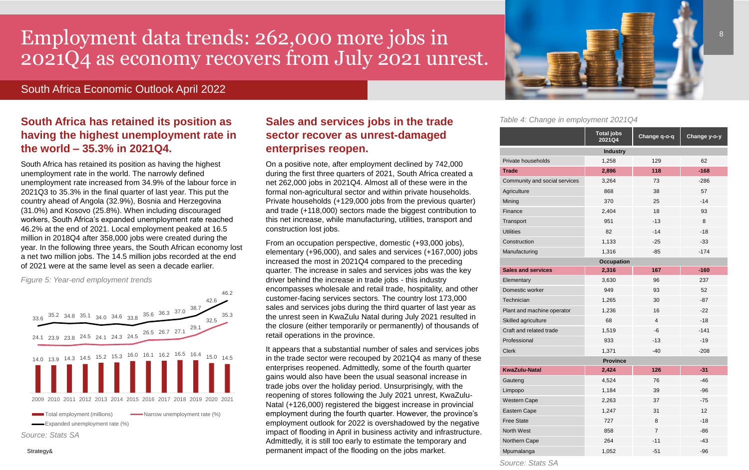# Employment data trends: 262,000 more jobs in 2021Q4 as economy recovers from July 2021 unrest.

South Africa Economic Outlook April 2022

## South Africa has retained its position as having the highest unemployment rate in the world – 35.3% in 2021Q4.

South Africa has retained its position as having the highest unemployment rate in the world. The narrowly defined unemployment rate increased from 34.9% of the labour force in 2021Q3 to 35.3% in the final quarter of last year. This put the country ahead of Angola (32.9%), Bosnia and Herzegovina (31.0%) and Kosovo (25.8%). When including discouraged workers, South Africa's expanded unemployment rate reached 46.2% at the end of 2021. Local employment peaked at 16.5 million in 2018Q4 after 358,000 jobs were created during the year. In the following three years, the South African economy lost a net two million jobs. The 14.5 million jobs recorded at the end of 2021 were at the same level as seen a decade earlier.

*Figure 5: Year-end employment trends*

| Year | Total employment (millions) | Narrow unemployment rate (%) | Expanded unemployment rate (%) |
|---|---|---|---|
| 2009 | 14.0 | 24.1 | 33.6 |
| 2010 | 13.9 | 23.9 | 35.2 |
| 2011 | 14.3 | 23.8 | 34.8 |
| 2012 | 14.5 | 24.5 | 35.1 |
| 2013 | 15.2 | 24.1 | 34.0 |
| 2014 | 15.3 | 24.3 | 34.6 |
| 2015 | 16.0 | 24.5 | 33.8 |
| 2016 | 16.1 | 26.5 | 35.6 |
| 2017 | 16.2 | 26.7 | 36.3 |
| 2018 | 16.5 | 27.1 | 37.0 |
| 2019 | 16.4 | 29.1 | 38.7 |
| 2020 | 15.0 | 32.5 | 42.6 |
| 2021 | 14.5 | 35.3 | 46.2 |

*Source: Stats SA*

## Sales and services jobs in the trade sector recover as unrest-damaged enterprises reopen.

On a positive note, after employment declined by 742,000 during the first three quarters of 2021, South Africa created a net 262,000 jobs in 2021Q4. Almost all of these were in the formal non-agricultural sector and within private households. Private households (+129,000 jobs from the previous quarter) and trade (+118,000) sectors made the biggest contribution to this net increase, while manufacturing, utilities, transport and construction lost jobs.

From an occupation perspective, domestic (+93,000 jobs), elementary (+96,000), and sales and services (+167,000) jobs increased the most in 2021Q4 compared to the preceding quarter. The increase in sales and services jobs was the key driver behind the increase in trade jobs - this industry encompasses wholesale and retail trade, hospitality, and other customer-facing services sectors. The country lost 173,000 sales and services jobs during the third quarter of last year as the unrest seen in KwaZulu Natal during July 2021 resulted in the closure (either temporarily or permanently) of thousands of retail operations in the province.

It appears that a substantial number of sales and services jobs in the trade sector were recouped by 2021Q4 as many of these enterprises reopened. Admittedly, some of the fourth quarter gains would also have been the usual seasonal increase in trade jobs over the holiday period. Unsurprisingly, with the reopening of stores following the July 2021 unrest, KwaZulu-Natal (+126,000) registered the biggest increase in provincial employment during the fourth quarter. However, the province's employment outlook for 2022 is overshadowed by the negative impact of flooding in April in business activity and infrastructure. Admittedly, it is still too early to estimate the temporary and permanent impact of the flooding on the jobs market.

*Table 4: Change in employment 2021Q4*

| | Total jobs 2021Q4 | Change q-o-q | Change y-o-y |
|---|---|---|---|
| **Industry** | | | |
| Private households | 1,258 | 129 | 62 |
| **Trade** | **2,896** | **118** | **-168** |
| Community and social services | 3,264 | 73 | -286 |
| Agriculture | 868 | 38 | 57 |
| Mining | 370 | 25 | -14 |
| Finance | 2,404 | 18 | 93 |
| Transport | 951 | -13 | 8 |
| Utilities | 82 | -14 | -18 |
| Construction | 1,133 | -25 | -33 |
| Manufacturing | 1,316 | -85 | -174 |
| **Occupation** | | | |
| **Sales and services** | **2,316** | **167** | **-160** |
| Elementary | 3,630 | 96 | 237 |
| Domestic worker | 949 | 93 | 52 |
| Technician | 1,265 | 30 | -87 |
| Plant and machine operator | 1,236 | 16 | -22 |
| Skilled agriculture | 68 | 4 | -18 |
| Craft and related trade | 1,519 | -6 | -141 |
| Professional | 933 | -13 | -19 |
| Clerk | 1,371 | -40 | -208 |
| **Province** | | | |
| **KwaZulu-Natal** | **2,424** | **126** | **-31** |
| Gauteng | 4,524 | 76 | -46 |
| Limpopo | 1,184 | 39 | -96 |
| Western Cape | 2,263 | 37 | -75 |
| Eastern Cape | 1,247 | 31 | 12 |
| Free State | 727 | 8 | -18 |
| North West | 858 | 7 | -86 |
| Northern Cape | 264 | -11 | -43 |
| Mpumalanga | 1,052 | -51 | -96 |

*Source: Stats SA*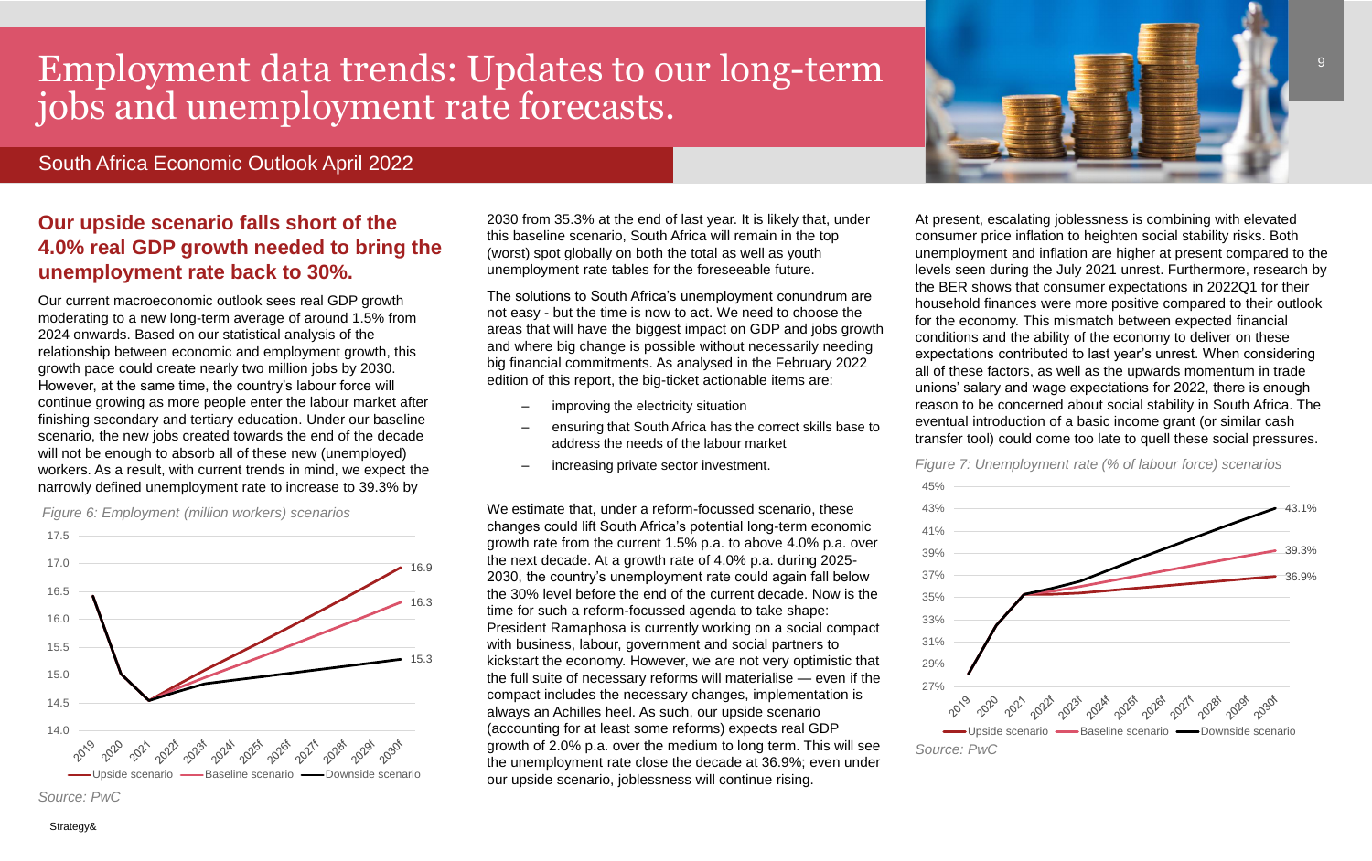# Employment data trends: Updates to our long-term jobs and unemployment rate forecasts.

South Africa Economic Outlook April 2022

## Our upside scenario falls short of the 4.0% real GDP growth needed to bring the unemployment rate back to 30%.

Our current macroeconomic outlook sees real GDP growth moderating to a new long-term average of around 1.5% from 2024 onwards. Based on our statistical analysis of the relationship between economic and employment growth, this growth pace could create nearly two million jobs by 2030. However, at the same time, the country's labour force will continue growing as more people enter the labour market after finishing secondary and tertiary education. Under our baseline scenario, the new jobs created towards the end of the decade will not be enough to absorb all of these new (unemployed) workers. As a result, with current trends in mind, we expect the narrowly defined unemployment rate to increase to 39.3% by 2030 from 35.3% at the end of last year. It is likely that, under this baseline scenario, South Africa will remain in the top (worst) spot globally on both the total as well as youth unemployment rate tables for the foreseeable future.

*Figure 6: Employment (million workers) scenarios*

Source: PwC

The solutions to South Africa's unemployment conundrum are not easy - but the time is now to act. We need to choose the areas that will have the biggest impact on GDP and jobs growth and where big change is possible without necessarily needing big financial commitments. As analysed in the February 2022 edition of this report, the big-ticket actionable items are:

- improving the electricity situation
- ensuring that South Africa has the correct skills base to address the needs of the labour market
- increasing private sector investment.

We estimate that, under a reform-focussed scenario, these changes could lift South Africa's potential long-term economic growth rate from the current 1.5% p.a. to above 4.0% p.a. over the next decade. At a growth rate of 4.0% p.a. during 2025-2030, the country's unemployment rate could again fall below the 30% level before the end of the current decade. Now is the time for such a reform-focussed agenda to take shape: President Ramaphosa is currently working on a social compact with business, labour, government and social partners to kickstart the economy. However, we are not very optimistic that the full suite of necessary reforms will materialise — even if the compact includes the necessary changes, implementation is always an Achilles heel. As such, our upside scenario (accounting for at least some reforms) expects real GDP growth of 2.0% p.a. over the medium to long term. This will see the unemployment rate close the decade at 36.9%; even under our upside scenario, joblessness will continue rising.

At present, escalating joblessness is combining with elevated consumer price inflation to heighten social stability risks. Both unemployment and inflation are higher at present compared to the levels seen during the July 2021 unrest. Furthermore, research by the BER shows that consumer expectations in 2022Q1 for their household finances were more positive compared to their outlook for the economy. This mismatch between expected financial conditions and the ability of the economy to deliver on these expectations contributed to last year's unrest. When considering all of these factors, as well as the upwards momentum in trade unions' salary and wage expectations for 2022, there is enough reason to be concerned about social stability in South Africa. The eventual introduction of a basic income grant (or similar cash transfer tool) could come too late to quell these social pressures.

*Figure 7: Unemployment rate (% of labour force) scenarios*

Source: PwC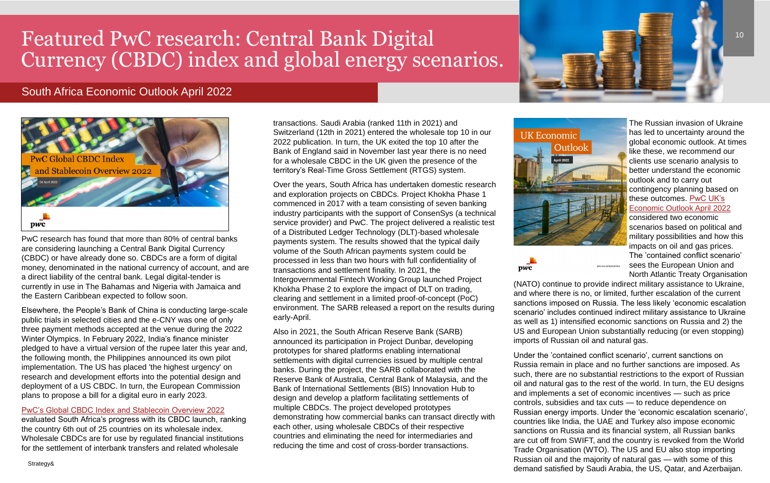# Featured PwC research: Central Bank Digital Currency (CBDC) index and global energy scenarios.

## South Africa Economic Outlook April 2022

PwC Global CBDC Index and Stablecoin Overview 2022

PwC research has found that more than 80% of central banks are considering launching a Central Bank Digital Currency (CBDC) or have already done so. CBDCs are a form of digital money, denominated in the national currency of account, and are a direct liability of the central bank. Legal digital-tender is currently in use in The Bahamas and Nigeria with Jamaica and the Eastern Caribbean expected to follow soon.

Elsewhere, the People's Bank of China is conducting large-scale public trials in selected cities and the e-CNY was one of only three payment methods accepted at the venue during the 2022 Winter Olympics. In February 2022, India's finance minister pledged to have a virtual version of the rupee later this year and, the following month, the Philippines announced its own pilot implementation. The US has placed 'the highest urgency' on research and development efforts into the potential design and deployment of a US CBDC. In turn, the European Commission plans to propose a bill for a digital euro in early 2023.

PwC's Global CBDC Index and Stablecoin Overview 2022 evaluated South Africa's progress with its CBDC launch, ranking the country 6th out of 25 countries on its wholesale index. Wholesale CBDCs are for use by regulated financial institutions for the settlement of interbank transfers and related wholesale transactions. Saudi Arabia (ranked 11th in 2021) and Switzerland (12th in 2021) entered the wholesale top 10 in our 2022 publication. In turn, the UK exited the top 10 after the Bank of England said in November last year there is no need for a wholesale CBDC in the UK given the presence of the territory's Real-Time Gross Settlement (RTGS) system.

Over the years, South Africa has undertaken domestic research and exploration projects on CBDCs. Project Khokha Phase 1 commenced in 2017 with a team consisting of seven banking industry participants with the support of ConsenSys (a technical service provider) and PwC. The project delivered a realistic test of a Distributed Ledger Technology (DLT)-based wholesale payments system. The results showed that the typical daily volume of the South African payments system could be processed in less than two hours with full confidentiality of transactions and settlement finality. In 2021, the Intergovernmental Fintech Working Group launched Project Khokha Phase 2 to explore the impact of DLT on trading, clearing and settlement in a limited proof-of-concept (PoC) environment. The SARB released a report on the results during early-April.

Also in 2021, the South African Reserve Bank (SARB) announced its participation in Project Dunbar, developing prototypes for shared platforms enabling international settlements with digital currencies issued by multiple central banks. During the project, the SARB collaborated with the Reserve Bank of Australia, Central Bank of Malaysia, and the Bank of International Settlements (BIS) Innovation Hub to design and develop a platform facilitating settlements of multiple CBDCs. The project developed prototypes demonstrating how commercial banks can transact directly with each other, using wholesale CBDCs of their respective countries and eliminating the need for intermediaries and reducing the time and cost of cross-border transactions.

UK Economic Outlook

The Russian invasion of Ukraine has led to uncertainty around the global economic outlook. At times like these, we recommend our clients use scenario analysis to better understand the economic outlook and to carry out contingency planning based on these outcomes. PwC UK's Economic Outlook April 2022 considered two economic scenarios based on political and military possibilities and how this impacts on oil and gas prices. The 'contained conflict scenario' sees the European Union and North Atlantic Treaty Organisation (NATO) continue to provide indirect military assistance to Ukraine, and where there is no, or limited, further escalation of the current sanctions imposed on Russia. The less likely 'economic escalation scenario' includes continued indirect military assistance to Ukraine as well as 1) intensified economic sanctions on Russia and 2) the US and European Union substantially reducing (or even stopping) imports of Russian oil and natural gas.

Under the 'contained conflict scenario', current sanctions on Russia remain in place and no further sanctions are imposed. As such, there are no substantial restrictions to the export of Russian oil and natural gas to the rest of the world. In turn, the EU designs and implements a set of economic incentives — such as price controls, subsidies and tax cuts — to reduce dependence on Russian energy imports. Under the 'economic escalation scenario', countries like India, the UAE and Turkey also impose economic sanctions on Russia and its financial system, all Russian banks are cut off from SWIFT, and the country is revoked from the World Trade Organisation (WTO). The US and EU also stop importing Russian oil and the majority of natural gas — with some of this demand satisfied by Saudi Arabia, the US, Qatar, and Azerbaijan.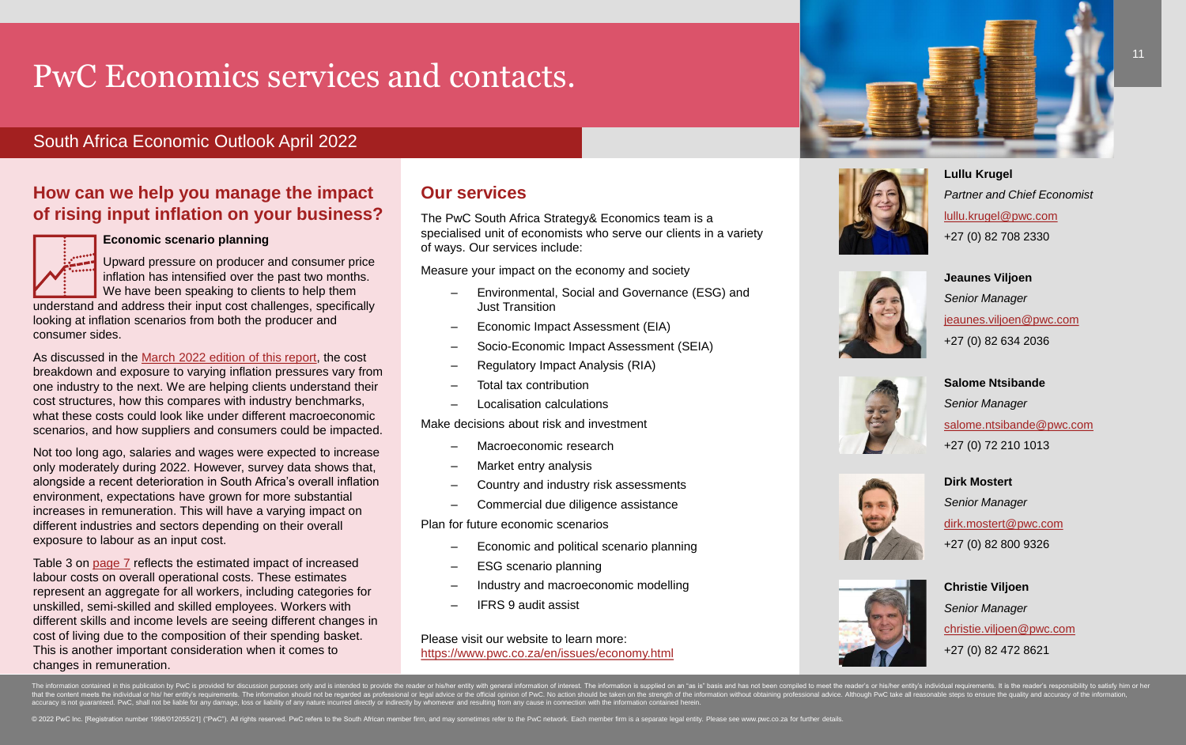# PwC Economics services and contacts.

South Africa Economic Outlook April 2022

## How can we help you manage the impact of rising input inflation on your business?

**Economic scenario planning**

Upward pressure on producer and consumer price inflation has intensified over the past two months. We have been speaking to clients to help them understand and address their input cost challenges, specifically looking at inflation scenarios from both the producer and consumer sides.

As discussed in the March 2022 edition of this report, the cost breakdown and exposure to varying inflation pressures vary from one industry to the next. We are helping clients understand their cost structures, how this compares with industry benchmarks, what these costs could look like under different macroeconomic scenarios, and how suppliers and consumers could be impacted.

Not too long ago, salaries and wages were expected to increase only moderately during 2022. However, survey data shows that, alongside a recent deterioration in South Africa's overall inflation environment, expectations have grown for more substantial increases in remuneration. This will have a varying impact on different industries and sectors depending on their overall exposure to labour as an input cost.

Table 3 on page 7 reflects the estimated impact of increased labour costs on overall operational costs. These estimates represent an aggregate for all workers, including categories for unskilled, semi-skilled and skilled employees. Workers with different skills and income levels are seeing different changes in cost of living due to the composition of their spending basket. This is another important consideration when it comes to changes in remuneration.

## Our services

The PwC South Africa Strategy& Economics team is a specialised unit of economists who serve our clients in a variety of ways. Our services include:

Measure your impact on the economy and society

- Environmental, Social and Governance (ESG) and Just Transition
- Economic Impact Assessment (EIA)
- Socio-Economic Impact Assessment (SEIA)
- Regulatory Impact Analysis (RIA)
- Total tax contribution
- Localisation calculations

Make decisions about risk and investment

- Macroeconomic research
- Market entry analysis
- Country and industry risk assessments
- Commercial due diligence assistance

Plan for future economic scenarios

- Economic and political scenario planning
- ESG scenario planning
- Industry and macroeconomic modelling
- IFRS 9 audit assist

Please visit our website to learn more:
https://www.pwc.co.za/en/issues/economy.html

**Lullu Krugel**
*Partner and Chief Economist*
lullu.krugel@pwc.com
+27 (0) 82 708 2330

**Jeaunes Viljoen**
*Senior Manager*
jeaunes.viljoen@pwc.com
+27 (0) 82 634 2036

**Salome Ntsibande**
*Senior Manager*
salome.ntsibande@pwc.com
+27 (0) 72 210 1013

**Dirk Mostert**
*Senior Manager*
dirk.mostert@pwc.com
+27 (0) 82 800 9326

**Christie Viljoen**
*Senior Manager*
christie.viljoen@pwc.com
+27 (0) 82 472 8621

The information contained in this publication by PwC is provided for discussion purposes only and is intended to provide the reader or his/her entity with general information of interest. The information is supplied on an "as is" basis and has not been compiled to meet the reader's or his/her entity's individual requirements. It is the reader's responsibility to satisfy him or her that the content meets the individual or his/ her entity's requirements. The information should not be regarded as professional or legal advice or the official opinion of PwC. No action should be taken on the strength of the information without obtaining professional advice. Although PwC take all reasonable steps to ensure the quality and accuracy of the information, accuracy is not guaranteed. PwC, shall not be liable for any damage, loss or liability of any nature incurred directly or indirectly by whomever and resulting from any cause in connection with the information contained herein.

© 2022 PwC Inc. [Registration number 1998/012055/21] ("PwC"). All rights reserved. PwC refers to the South African member firm, and may sometimes refer to the PwC network. Each member firm is a separate legal entity. Please see www.pwc.co.za for further details.